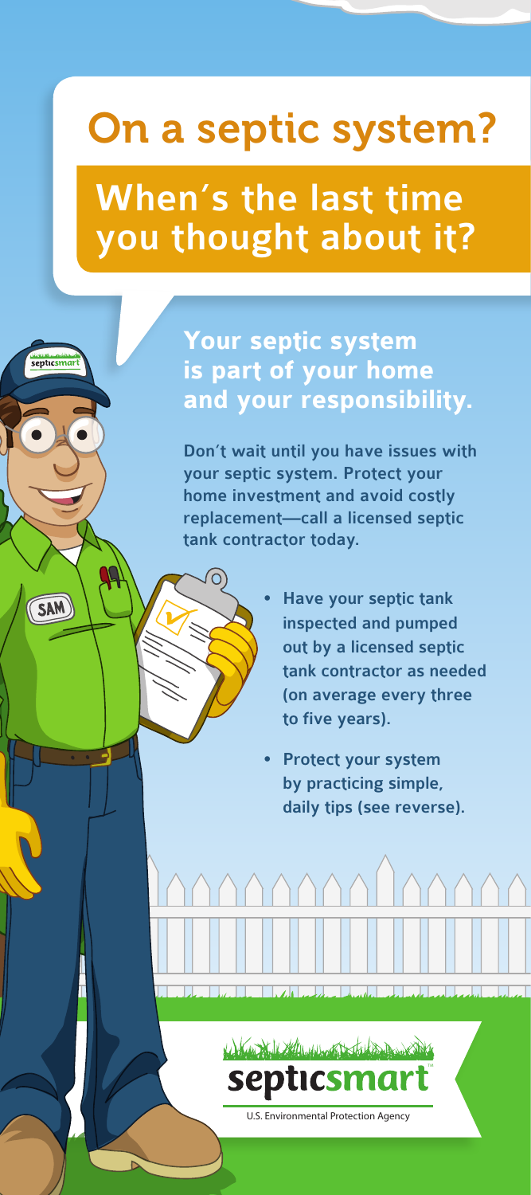# On a septic system?

## When's the last time you thought about it?

### Your septic system is part of your home and your responsibility.

Don't wait until you have issues with your septic system. Protect your home investment and avoid costly replacement—call a licensed septic tank contractor today.

- Have your septic tank inspected and pumped out by a licensed septic tank contractor as needed (on average every three to five years).
- Protect your system by practicing simple, daily tips (see reverse).

septicsmart

U.S. Environmental Protection Agency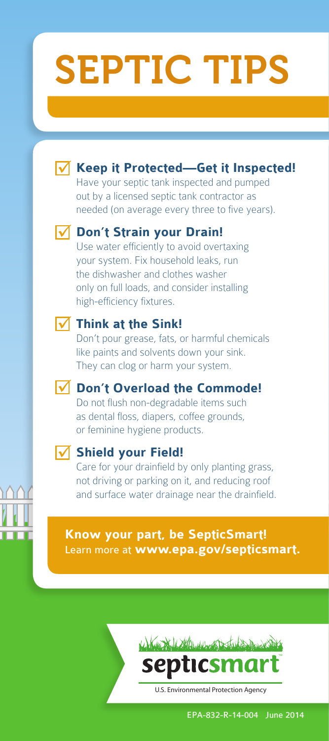# SEPTIC TIPS

- **Keep it Protected—Get it Inspected!**
  Have your septic tank inspected and pumped out by a licensed septic tank contractor as needed (on average every three to five years).

- **Don't Strain your Drain!**
  Use water efficiently to avoid overtaxing your system. Fix household leaks, run the dishwasher and clothes washer only on full loads, and consider installing high-efficiency fixtures.

- **Think at the Sink!**
  Don't pour grease, fats, or harmful chemicals like paints and solvents down your sink. They can clog or harm your system.

- **Don't Overload the Commode!**
  Do not flush non-degradable items such as dental floss, diapers, coffee grounds, or feminine hygiene products.

- **Shield your Field!**
  Care for your drainfield by only planting grass, not driving or parking on it, and reducing roof and surface water drainage near the drainfield.

**Know your part, be SepticSmart!**
Learn more at **www.epa.gov/septicsmart.**

septicsmart™

U.S. Environmental Protection Agency

EPA-832-R-14-004 June 2014